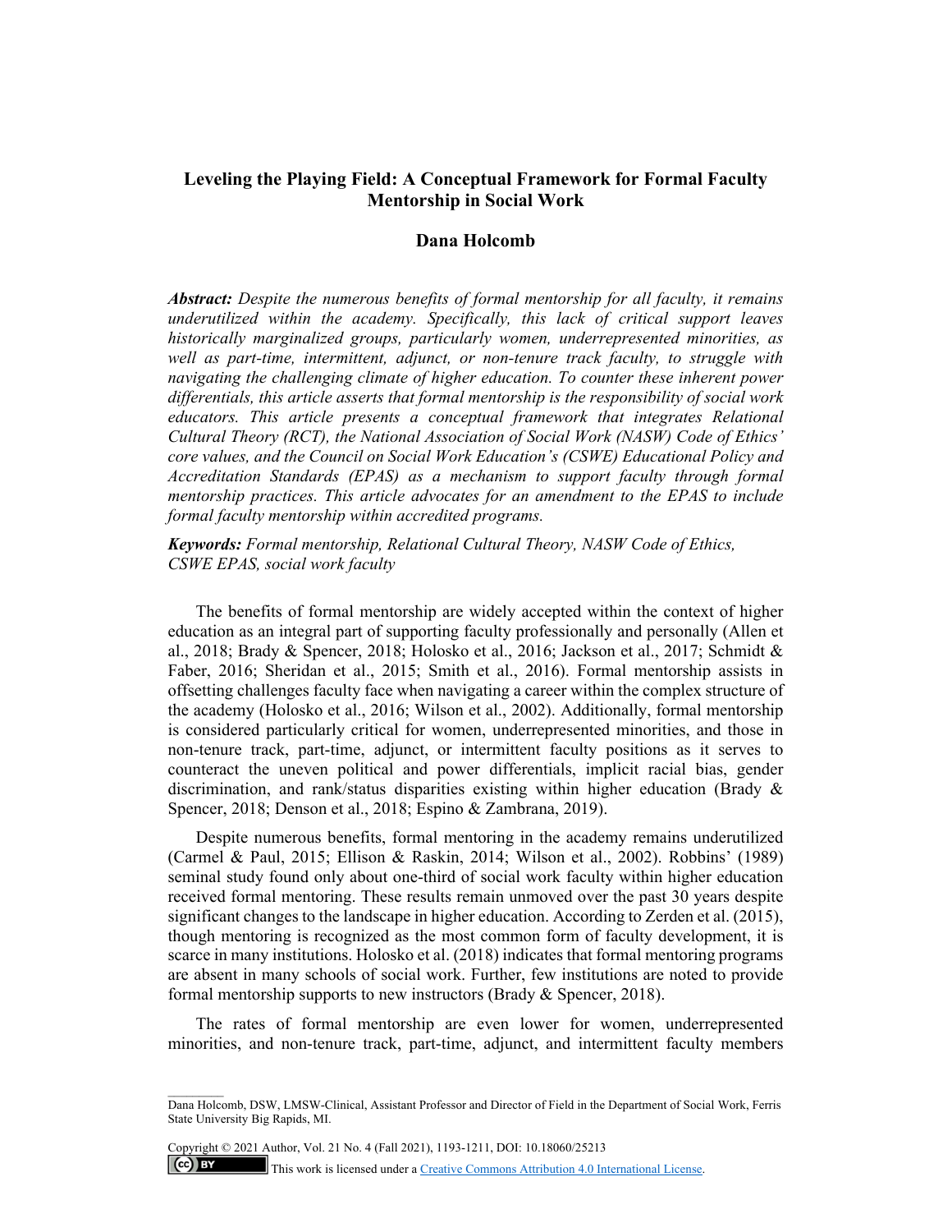# Leveling the Playing Field: A Conceptual Framework for Formal Faculty Mentorship in Social Work

## Dana Holcomb

***Abstract:*** *Despite the numerous benefits of formal mentorship for all faculty, it remains underutilized within the academy. Specifically, this lack of critical support leaves historically marginalized groups, particularly women, underrepresented minorities, as well as part-time, intermittent, adjunct, or non-tenure track faculty, to struggle with navigating the challenging climate of higher education. To counter these inherent power differentials, this article asserts that formal mentorship is the responsibility of social work educators. This article presents a conceptual framework that integrates Relational Cultural Theory (RCT), the National Association of Social Work (NASW) Code of Ethics' core values, and the Council on Social Work Education's (CSWE) Educational Policy and Accreditation Standards (EPAS) as a mechanism to support faculty through formal mentorship practices. This article advocates for an amendment to the EPAS to include formal faculty mentorship within accredited programs.*

***Keywords:*** *Formal mentorship, Relational Cultural Theory, NASW Code of Ethics, CSWE EPAS, social work faculty*

The benefits of formal mentorship are widely accepted within the context of higher education as an integral part of supporting faculty professionally and personally (Allen et al., 2018; Brady & Spencer, 2018; Holosko et al., 2016; Jackson et al., 2017; Schmidt & Faber, 2016; Sheridan et al., 2015; Smith et al., 2016). Formal mentorship assists in offsetting challenges faculty face when navigating a career within the complex structure of the academy (Holosko et al., 2016; Wilson et al., 2002). Additionally, formal mentorship is considered particularly critical for women, underrepresented minorities, and those in non-tenure track, part-time, adjunct, or intermittent faculty positions as it serves to counteract the uneven political and power differentials, implicit racial bias, gender discrimination, and rank/status disparities existing within higher education (Brady & Spencer, 2018; Denson et al., 2018; Espino & Zambrana, 2019).

Despite numerous benefits, formal mentoring in the academy remains underutilized (Carmel & Paul, 2015; Ellison & Raskin, 2014; Wilson et al., 2002). Robbins' (1989) seminal study found only about one-third of social work faculty within higher education received formal mentoring. These results remain unmoved over the past 30 years despite significant changes to the landscape in higher education. According to Zerden et al. (2015), though mentoring is recognized as the most common form of faculty development, it is scarce in many institutions. Holosko et al. (2018) indicates that formal mentoring programs are absent in many schools of social work. Further, few institutions are noted to provide formal mentorship supports to new instructors (Brady & Spencer, 2018).

The rates of formal mentorship are even lower for women, underrepresented minorities, and non-tenure track, part-time, adjunct, and intermittent faculty members

---

Dana Holcomb, DSW, LMSW-Clinical, Assistant Professor and Director of Field in the Department of Social Work, Ferris State University Big Rapids, MI.

Copyright © 2021 Author, Vol. 21 No. 4 (Fall 2021), 1193-1211, DOI: 10.18060/25213

This work is licensed under a Creative Commons Attribution 4.0 International License.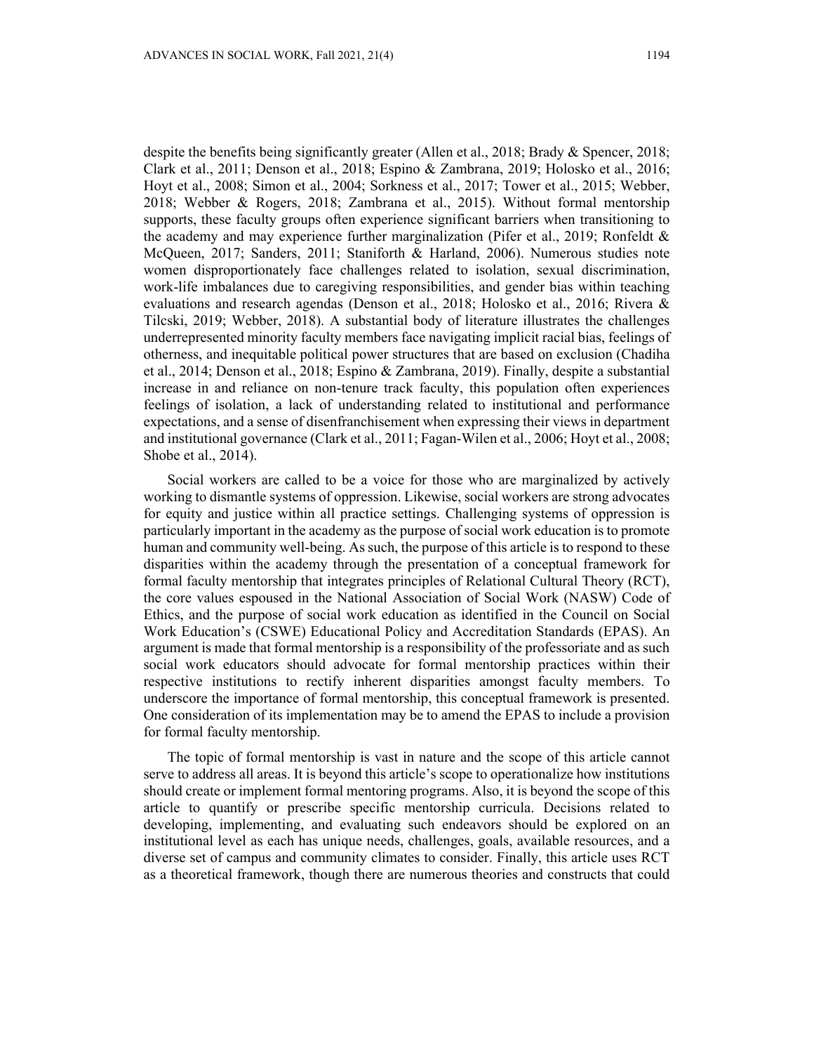despite the benefits being significantly greater (Allen et al., 2018; Brady & Spencer, 2018; Clark et al., 2011; Denson et al., 2018; Espino & Zambrana, 2019; Holosko et al., 2016; Hoyt et al., 2008; Simon et al., 2004; Sorkness et al., 2017; Tower et al., 2015; Webber, 2018; Webber & Rogers, 2018; Zambrana et al., 2015). Without formal mentorship supports, these faculty groups often experience significant barriers when transitioning to the academy and may experience further marginalization (Pifer et al., 2019; Ronfeldt & McQueen, 2017; Sanders, 2011; Staniforth & Harland, 2006). Numerous studies note women disproportionately face challenges related to isolation, sexual discrimination, work-life imbalances due to caregiving responsibilities, and gender bias within teaching evaluations and research agendas (Denson et al., 2018; Holosko et al., 2016; Rivera & Tilcski, 2019; Webber, 2018). A substantial body of literature illustrates the challenges underrepresented minority faculty members face navigating implicit racial bias, feelings of otherness, and inequitable political power structures that are based on exclusion (Chadiha et al., 2014; Denson et al., 2018; Espino & Zambrana, 2019). Finally, despite a substantial increase in and reliance on non-tenure track faculty, this population often experiences feelings of isolation, a lack of understanding related to institutional and performance expectations, and a sense of disenfranchisement when expressing their views in department and institutional governance (Clark et al., 2011; Fagan-Wilen et al., 2006; Hoyt et al., 2008; Shobe et al., 2014).

Social workers are called to be a voice for those who are marginalized by actively working to dismantle systems of oppression. Likewise, social workers are strong advocates for equity and justice within all practice settings. Challenging systems of oppression is particularly important in the academy as the purpose of social work education is to promote human and community well-being. As such, the purpose of this article is to respond to these disparities within the academy through the presentation of a conceptual framework for formal faculty mentorship that integrates principles of Relational Cultural Theory (RCT), the core values espoused in the National Association of Social Work (NASW) Code of Ethics, and the purpose of social work education as identified in the Council on Social Work Education's (CSWE) Educational Policy and Accreditation Standards (EPAS). An argument is made that formal mentorship is a responsibility of the professoriate and as such social work educators should advocate for formal mentorship practices within their respective institutions to rectify inherent disparities amongst faculty members. To underscore the importance of formal mentorship, this conceptual framework is presented. One consideration of its implementation may be to amend the EPAS to include a provision for formal faculty mentorship.

The topic of formal mentorship is vast in nature and the scope of this article cannot serve to address all areas. It is beyond this article's scope to operationalize how institutions should create or implement formal mentoring programs. Also, it is beyond the scope of this article to quantify or prescribe specific mentorship curricula. Decisions related to developing, implementing, and evaluating such endeavors should be explored on an institutional level as each has unique needs, challenges, goals, available resources, and a diverse set of campus and community climates to consider. Finally, this article uses RCT as a theoretical framework, though there are numerous theories and constructs that could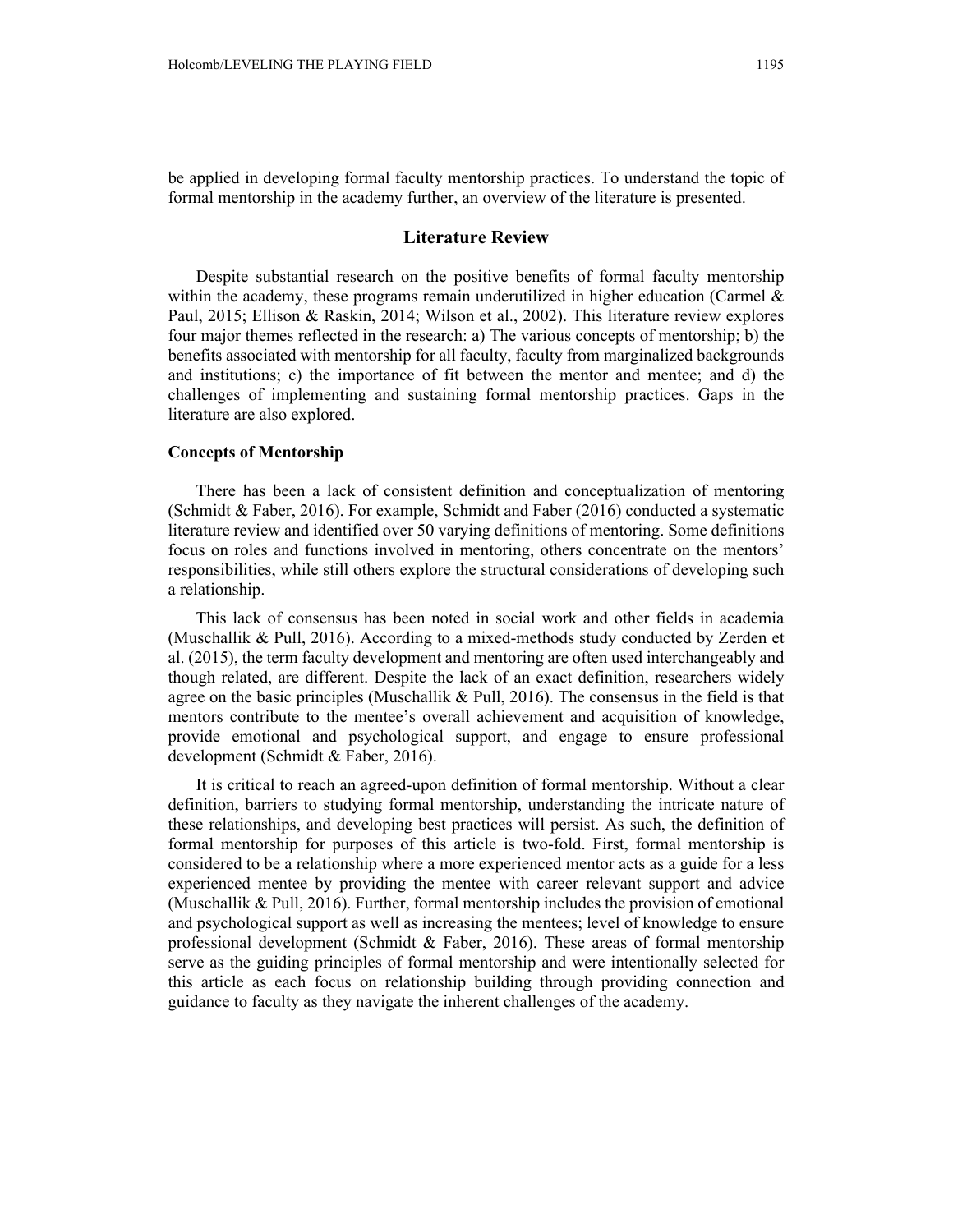be applied in developing formal faculty mentorship practices. To understand the topic of formal mentorship in the academy further, an overview of the literature is presented.

## Literature Review

Despite substantial research on the positive benefits of formal faculty mentorship within the academy, these programs remain underutilized in higher education (Carmel & Paul, 2015; Ellison & Raskin, 2014; Wilson et al., 2002). This literature review explores four major themes reflected in the research: a) The various concepts of mentorship; b) the benefits associated with mentorship for all faculty, faculty from marginalized backgrounds and institutions; c) the importance of fit between the mentor and mentee; and d) the challenges of implementing and sustaining formal mentorship practices. Gaps in the literature are also explored.

### Concepts of Mentorship

There has been a lack of consistent definition and conceptualization of mentoring (Schmidt & Faber, 2016). For example, Schmidt and Faber (2016) conducted a systematic literature review and identified over 50 varying definitions of mentoring. Some definitions focus on roles and functions involved in mentoring, others concentrate on the mentors' responsibilities, while still others explore the structural considerations of developing such a relationship.

This lack of consensus has been noted in social work and other fields in academia (Muschallik & Pull, 2016). According to a mixed-methods study conducted by Zerden et al. (2015), the term faculty development and mentoring are often used interchangeably and though related, are different. Despite the lack of an exact definition, researchers widely agree on the basic principles (Muschallik & Pull, 2016). The consensus in the field is that mentors contribute to the mentee's overall achievement and acquisition of knowledge, provide emotional and psychological support, and engage to ensure professional development (Schmidt & Faber, 2016).

It is critical to reach an agreed-upon definition of formal mentorship. Without a clear definition, barriers to studying formal mentorship, understanding the intricate nature of these relationships, and developing best practices will persist. As such, the definition of formal mentorship for purposes of this article is two-fold. First, formal mentorship is considered to be a relationship where a more experienced mentor acts as a guide for a less experienced mentee by providing the mentee with career relevant support and advice (Muschallik & Pull, 2016). Further, formal mentorship includes the provision of emotional and psychological support as well as increasing the mentees; level of knowledge to ensure professional development (Schmidt & Faber, 2016). These areas of formal mentorship serve as the guiding principles of formal mentorship and were intentionally selected for this article as each focus on relationship building through providing connection and guidance to faculty as they navigate the inherent challenges of the academy.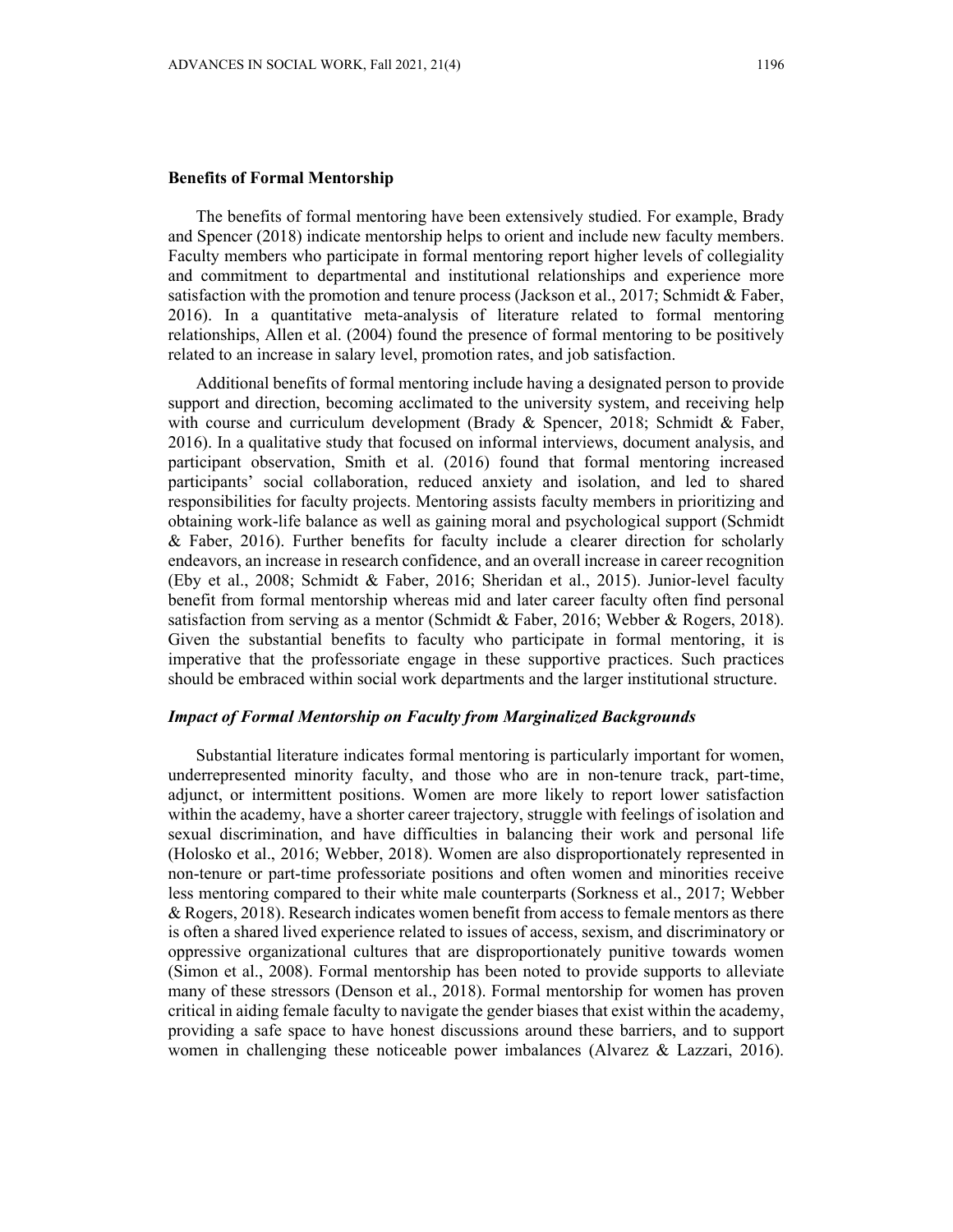## Benefits of Formal Mentorship

The benefits of formal mentoring have been extensively studied. For example, Brady and Spencer (2018) indicate mentorship helps to orient and include new faculty members. Faculty members who participate in formal mentoring report higher levels of collegiality and commitment to departmental and institutional relationships and experience more satisfaction with the promotion and tenure process (Jackson et al., 2017; Schmidt & Faber, 2016). In a quantitative meta-analysis of literature related to formal mentoring relationships, Allen et al. (2004) found the presence of formal mentoring to be positively related to an increase in salary level, promotion rates, and job satisfaction.

Additional benefits of formal mentoring include having a designated person to provide support and direction, becoming acclimated to the university system, and receiving help with course and curriculum development (Brady & Spencer, 2018; Schmidt & Faber, 2016). In a qualitative study that focused on informal interviews, document analysis, and participant observation, Smith et al. (2016) found that formal mentoring increased participants' social collaboration, reduced anxiety and isolation, and led to shared responsibilities for faculty projects. Mentoring assists faculty members in prioritizing and obtaining work-life balance as well as gaining moral and psychological support (Schmidt & Faber, 2016). Further benefits for faculty include a clearer direction for scholarly endeavors, an increase in research confidence, and an overall increase in career recognition (Eby et al., 2008; Schmidt & Faber, 2016; Sheridan et al., 2015). Junior-level faculty benefit from formal mentorship whereas mid and later career faculty often find personal satisfaction from serving as a mentor (Schmidt & Faber, 2016; Webber & Rogers, 2018). Given the substantial benefits to faculty who participate in formal mentoring, it is imperative that the professoriate engage in these supportive practices. Such practices should be embraced within social work departments and the larger institutional structure.

### *Impact of Formal Mentorship on Faculty from Marginalized Backgrounds*

Substantial literature indicates formal mentoring is particularly important for women, underrepresented minority faculty, and those who are in non-tenure track, part-time, adjunct, or intermittent positions. Women are more likely to report lower satisfaction within the academy, have a shorter career trajectory, struggle with feelings of isolation and sexual discrimination, and have difficulties in balancing their work and personal life (Holosko et al., 2016; Webber, 2018). Women are also disproportionately represented in non-tenure or part-time professoriate positions and often women and minorities receive less mentoring compared to their white male counterparts (Sorkness et al., 2017; Webber & Rogers, 2018). Research indicates women benefit from access to female mentors as there is often a shared lived experience related to issues of access, sexism, and discriminatory or oppressive organizational cultures that are disproportionately punitive towards women (Simon et al., 2008). Formal mentorship has been noted to provide supports to alleviate many of these stressors (Denson et al., 2018). Formal mentorship for women has proven critical in aiding female faculty to navigate the gender biases that exist within the academy, providing a safe space to have honest discussions around these barriers, and to support women in challenging these noticeable power imbalances (Alvarez & Lazzari, 2016).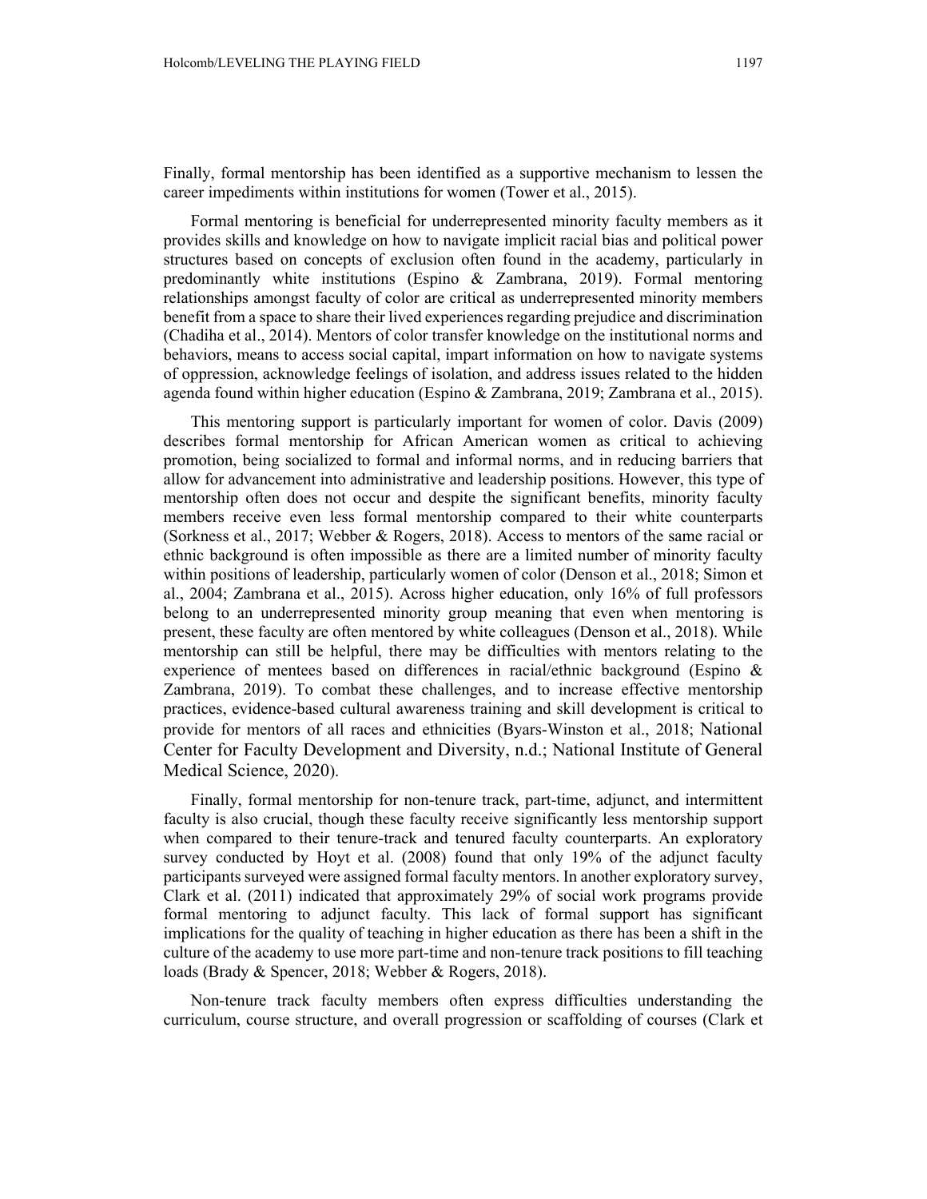Finally, formal mentorship has been identified as a supportive mechanism to lessen the career impediments within institutions for women (Tower et al., 2015).

Formal mentoring is beneficial for underrepresented minority faculty members as it provides skills and knowledge on how to navigate implicit racial bias and political power structures based on concepts of exclusion often found in the academy, particularly in predominantly white institutions (Espino & Zambrana, 2019). Formal mentoring relationships amongst faculty of color are critical as underrepresented minority members benefit from a space to share their lived experiences regarding prejudice and discrimination (Chadiha et al., 2014). Mentors of color transfer knowledge on the institutional norms and behaviors, means to access social capital, impart information on how to navigate systems of oppression, acknowledge feelings of isolation, and address issues related to the hidden agenda found within higher education (Espino & Zambrana, 2019; Zambrana et al., 2015).

This mentoring support is particularly important for women of color. Davis (2009) describes formal mentorship for African American women as critical to achieving promotion, being socialized to formal and informal norms, and in reducing barriers that allow for advancement into administrative and leadership positions. However, this type of mentorship often does not occur and despite the significant benefits, minority faculty members receive even less formal mentorship compared to their white counterparts (Sorkness et al., 2017; Webber & Rogers, 2018). Access to mentors of the same racial or ethnic background is often impossible as there are a limited number of minority faculty within positions of leadership, particularly women of color (Denson et al., 2018; Simon et al., 2004; Zambrana et al., 2015). Across higher education, only 16% of full professors belong to an underrepresented minority group meaning that even when mentoring is present, these faculty are often mentored by white colleagues (Denson et al., 2018). While mentorship can still be helpful, there may be difficulties with mentors relating to the experience of mentees based on differences in racial/ethnic background (Espino & Zambrana, 2019). To combat these challenges, and to increase effective mentorship practices, evidence-based cultural awareness training and skill development is critical to provide for mentors of all races and ethnicities (Byars-Winston et al., 2018; National Center for Faculty Development and Diversity, n.d.; National Institute of General Medical Science, 2020).

Finally, formal mentorship for non-tenure track, part-time, adjunct, and intermittent faculty is also crucial, though these faculty receive significantly less mentorship support when compared to their tenure-track and tenured faculty counterparts. An exploratory survey conducted by Hoyt et al. (2008) found that only 19% of the adjunct faculty participants surveyed were assigned formal faculty mentors. In another exploratory survey, Clark et al. (2011) indicated that approximately 29% of social work programs provide formal mentoring to adjunct faculty. This lack of formal support has significant implications for the quality of teaching in higher education as there has been a shift in the culture of the academy to use more part-time and non-tenure track positions to fill teaching loads (Brady & Spencer, 2018; Webber & Rogers, 2018).

Non-tenure track faculty members often express difficulties understanding the curriculum, course structure, and overall progression or scaffolding of courses (Clark et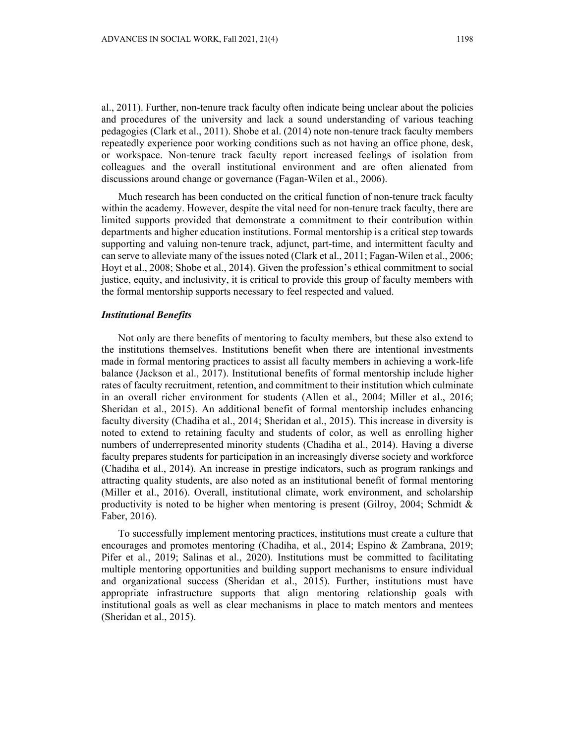al., 2011). Further, non-tenure track faculty often indicate being unclear about the policies and procedures of the university and lack a sound understanding of various teaching pedagogies (Clark et al., 2011). Shobe et al. (2014) note non-tenure track faculty members repeatedly experience poor working conditions such as not having an office phone, desk, or workspace. Non-tenure track faculty report increased feelings of isolation from colleagues and the overall institutional environment and are often alienated from discussions around change or governance (Fagan-Wilen et al., 2006).

Much research has been conducted on the critical function of non-tenure track faculty within the academy. However, despite the vital need for non-tenure track faculty, there are limited supports provided that demonstrate a commitment to their contribution within departments and higher education institutions. Formal mentorship is a critical step towards supporting and valuing non-tenure track, adjunct, part-time, and intermittent faculty and can serve to alleviate many of the issues noted (Clark et al., 2011; Fagan-Wilen et al., 2006; Hoyt et al., 2008; Shobe et al., 2014). Given the profession's ethical commitment to social justice, equity, and inclusivity, it is critical to provide this group of faculty members with the formal mentorship supports necessary to feel respected and valued.

### *Institutional Benefits*

Not only are there benefits of mentoring to faculty members, but these also extend to the institutions themselves. Institutions benefit when there are intentional investments made in formal mentoring practices to assist all faculty members in achieving a work-life balance (Jackson et al., 2017). Institutional benefits of formal mentorship include higher rates of faculty recruitment, retention, and commitment to their institution which culminate in an overall richer environment for students (Allen et al., 2004; Miller et al., 2016; Sheridan et al., 2015). An additional benefit of formal mentorship includes enhancing faculty diversity (Chadiha et al., 2014; Sheridan et al., 2015). This increase in diversity is noted to extend to retaining faculty and students of color, as well as enrolling higher numbers of underrepresented minority students (Chadiha et al., 2014). Having a diverse faculty prepares students for participation in an increasingly diverse society and workforce (Chadiha et al., 2014). An increase in prestige indicators, such as program rankings and attracting quality students, are also noted as an institutional benefit of formal mentoring (Miller et al., 2016). Overall, institutional climate, work environment, and scholarship productivity is noted to be higher when mentoring is present (Gilroy, 2004; Schmidt & Faber, 2016).

To successfully implement mentoring practices, institutions must create a culture that encourages and promotes mentoring (Chadiha, et al., 2014; Espino & Zambrana, 2019; Pifer et al., 2019; Salinas et al., 2020). Institutions must be committed to facilitating multiple mentoring opportunities and building support mechanisms to ensure individual and organizational success (Sheridan et al., 2015). Further, institutions must have appropriate infrastructure supports that align mentoring relationship goals with institutional goals as well as clear mechanisms in place to match mentors and mentees (Sheridan et al., 2015).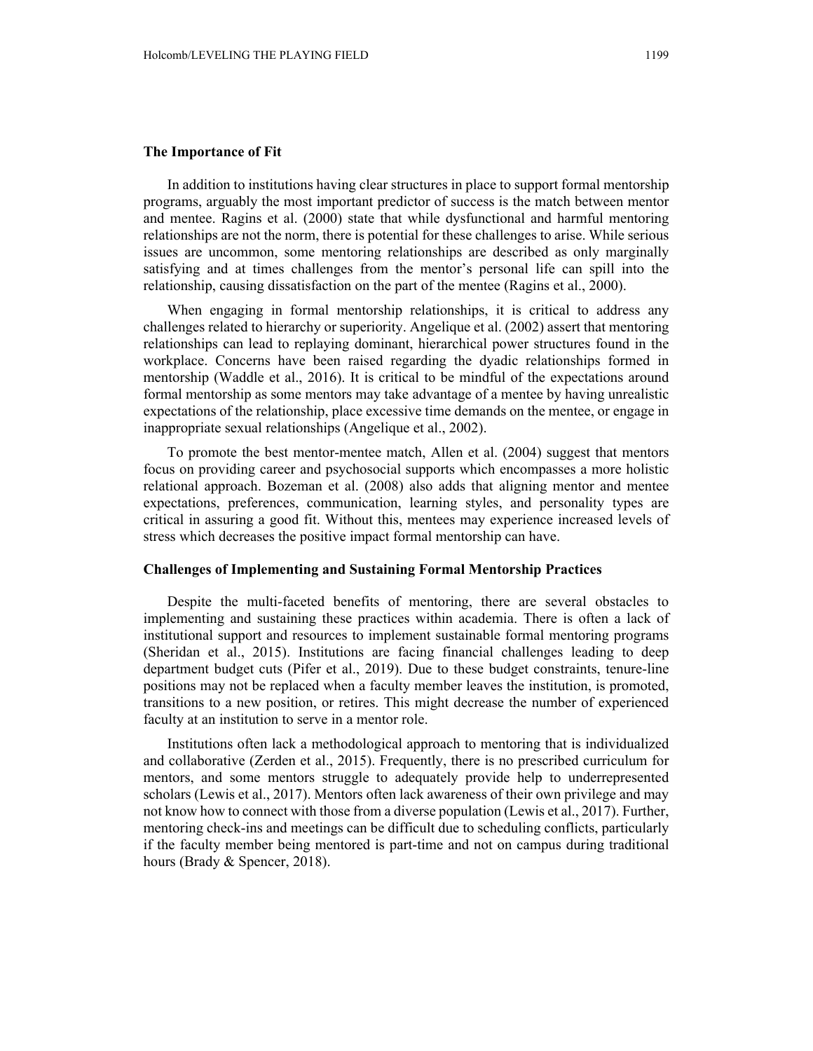### The Importance of Fit

In addition to institutions having clear structures in place to support formal mentorship programs, arguably the most important predictor of success is the match between mentor and mentee. Ragins et al. (2000) state that while dysfunctional and harmful mentoring relationships are not the norm, there is potential for these challenges to arise. While serious issues are uncommon, some mentoring relationships are described as only marginally satisfying and at times challenges from the mentor's personal life can spill into the relationship, causing dissatisfaction on the part of the mentee (Ragins et al., 2000).

When engaging in formal mentorship relationships, it is critical to address any challenges related to hierarchy or superiority. Angelique et al. (2002) assert that mentoring relationships can lead to replaying dominant, hierarchical power structures found in the workplace. Concerns have been raised regarding the dyadic relationships formed in mentorship (Waddle et al., 2016). It is critical to be mindful of the expectations around formal mentorship as some mentors may take advantage of a mentee by having unrealistic expectations of the relationship, place excessive time demands on the mentee, or engage in inappropriate sexual relationships (Angelique et al., 2002).

To promote the best mentor-mentee match, Allen et al. (2004) suggest that mentors focus on providing career and psychosocial supports which encompasses a more holistic relational approach. Bozeman et al. (2008) also adds that aligning mentor and mentee expectations, preferences, communication, learning styles, and personality types are critical in assuring a good fit. Without this, mentees may experience increased levels of stress which decreases the positive impact formal mentorship can have.

### Challenges of Implementing and Sustaining Formal Mentorship Practices

Despite the multi-faceted benefits of mentoring, there are several obstacles to implementing and sustaining these practices within academia. There is often a lack of institutional support and resources to implement sustainable formal mentoring programs (Sheridan et al., 2015). Institutions are facing financial challenges leading to deep department budget cuts (Pifer et al., 2019). Due to these budget constraints, tenure-line positions may not be replaced when a faculty member leaves the institution, is promoted, transitions to a new position, or retires. This might decrease the number of experienced faculty at an institution to serve in a mentor role.

Institutions often lack a methodological approach to mentoring that is individualized and collaborative (Zerden et al., 2015). Frequently, there is no prescribed curriculum for mentors, and some mentors struggle to adequately provide help to underrepresented scholars (Lewis et al., 2017). Mentors often lack awareness of their own privilege and may not know how to connect with those from a diverse population (Lewis et al., 2017). Further, mentoring check-ins and meetings can be difficult due to scheduling conflicts, particularly if the faculty member being mentored is part-time and not on campus during traditional hours (Brady & Spencer, 2018).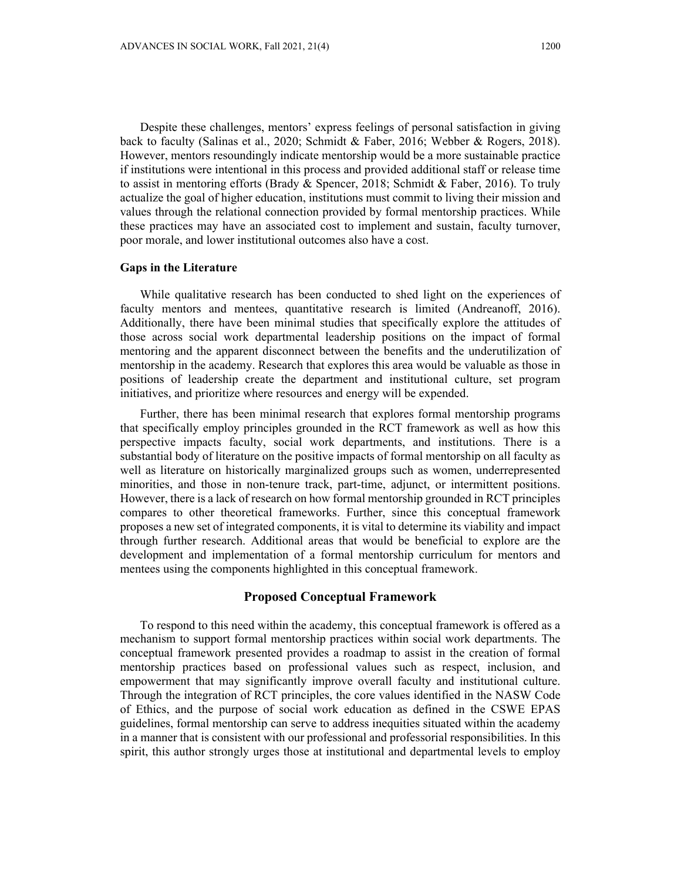Despite these challenges, mentors' express feelings of personal satisfaction in giving back to faculty (Salinas et al., 2020; Schmidt & Faber, 2016; Webber & Rogers, 2018). However, mentors resoundingly indicate mentorship would be a more sustainable practice if institutions were intentional in this process and provided additional staff or release time to assist in mentoring efforts (Brady & Spencer, 2018; Schmidt & Faber, 2016). To truly actualize the goal of higher education, institutions must commit to living their mission and values through the relational connection provided by formal mentorship practices. While these practices may have an associated cost to implement and sustain, faculty turnover, poor morale, and lower institutional outcomes also have a cost.

### Gaps in the Literature

While qualitative research has been conducted to shed light on the experiences of faculty mentors and mentees, quantitative research is limited (Andreanoff, 2016). Additionally, there have been minimal studies that specifically explore the attitudes of those across social work departmental leadership positions on the impact of formal mentoring and the apparent disconnect between the benefits and the underutilization of mentorship in the academy. Research that explores this area would be valuable as those in positions of leadership create the department and institutional culture, set program initiatives, and prioritize where resources and energy will be expended.

Further, there has been minimal research that explores formal mentorship programs that specifically employ principles grounded in the RCT framework as well as how this perspective impacts faculty, social work departments, and institutions. There is a substantial body of literature on the positive impacts of formal mentorship on all faculty as well as literature on historically marginalized groups such as women, underrepresented minorities, and those in non-tenure track, part-time, adjunct, or intermittent positions. However, there is a lack of research on how formal mentorship grounded in RCT principles compares to other theoretical frameworks. Further, since this conceptual framework proposes a new set of integrated components, it is vital to determine its viability and impact through further research. Additional areas that would be beneficial to explore are the development and implementation of a formal mentorship curriculum for mentors and mentees using the components highlighted in this conceptual framework.

## Proposed Conceptual Framework

To respond to this need within the academy, this conceptual framework is offered as a mechanism to support formal mentorship practices within social work departments. The conceptual framework presented provides a roadmap to assist in the creation of formal mentorship practices based on professional values such as respect, inclusion, and empowerment that may significantly improve overall faculty and institutional culture. Through the integration of RCT principles, the core values identified in the NASW Code of Ethics, and the purpose of social work education as defined in the CSWE EPAS guidelines, formal mentorship can serve to address inequities situated within the academy in a manner that is consistent with our professional and professorial responsibilities. In this spirit, this author strongly urges those at institutional and departmental levels to employ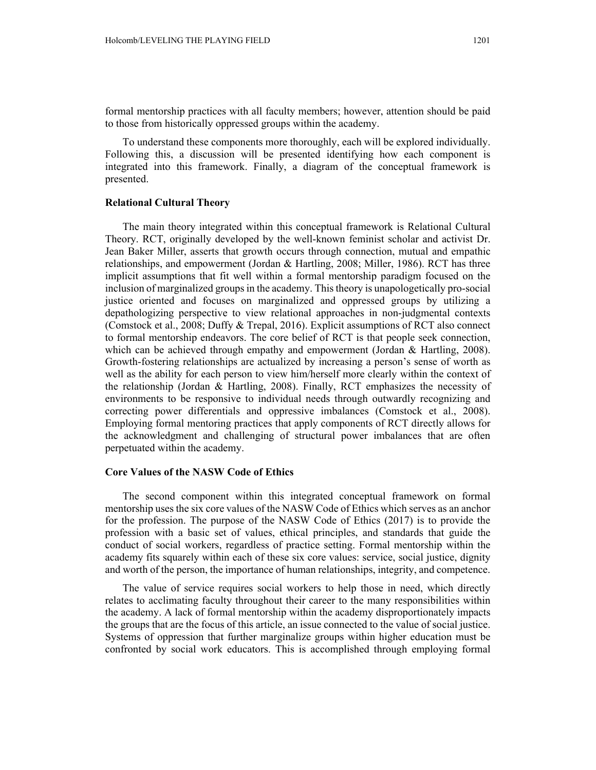formal mentorship practices with all faculty members; however, attention should be paid to those from historically oppressed groups within the academy.

To understand these components more thoroughly, each will be explored individually. Following this, a discussion will be presented identifying how each component is integrated into this framework. Finally, a diagram of the conceptual framework is presented.

### Relational Cultural Theory

The main theory integrated within this conceptual framework is Relational Cultural Theory. RCT, originally developed by the well-known feminist scholar and activist Dr. Jean Baker Miller, asserts that growth occurs through connection, mutual and empathic relationships, and empowerment (Jordan & Hartling, 2008; Miller, 1986). RCT has three implicit assumptions that fit well within a formal mentorship paradigm focused on the inclusion of marginalized groups in the academy. This theory is unapologetically pro-social justice oriented and focuses on marginalized and oppressed groups by utilizing a depathologizing perspective to view relational approaches in non-judgmental contexts (Comstock et al., 2008; Duffy & Trepal, 2016). Explicit assumptions of RCT also connect to formal mentorship endeavors. The core belief of RCT is that people seek connection, which can be achieved through empathy and empowerment (Jordan & Hartling, 2008). Growth-fostering relationships are actualized by increasing a person's sense of worth as well as the ability for each person to view him/herself more clearly within the context of the relationship (Jordan & Hartling, 2008). Finally, RCT emphasizes the necessity of environments to be responsive to individual needs through outwardly recognizing and correcting power differentials and oppressive imbalances (Comstock et al., 2008). Employing formal mentoring practices that apply components of RCT directly allows for the acknowledgment and challenging of structural power imbalances that are often perpetuated within the academy.

### Core Values of the NASW Code of Ethics

The second component within this integrated conceptual framework on formal mentorship uses the six core values of the NASW Code of Ethics which serves as an anchor for the profession. The purpose of the NASW Code of Ethics (2017) is to provide the profession with a basic set of values, ethical principles, and standards that guide the conduct of social workers, regardless of practice setting. Formal mentorship within the academy fits squarely within each of these six core values: service, social justice, dignity and worth of the person, the importance of human relationships, integrity, and competence.

The value of service requires social workers to help those in need, which directly relates to acclimating faculty throughout their career to the many responsibilities within the academy. A lack of formal mentorship within the academy disproportionately impacts the groups that are the focus of this article, an issue connected to the value of social justice. Systems of oppression that further marginalize groups within higher education must be confronted by social work educators. This is accomplished through employing formal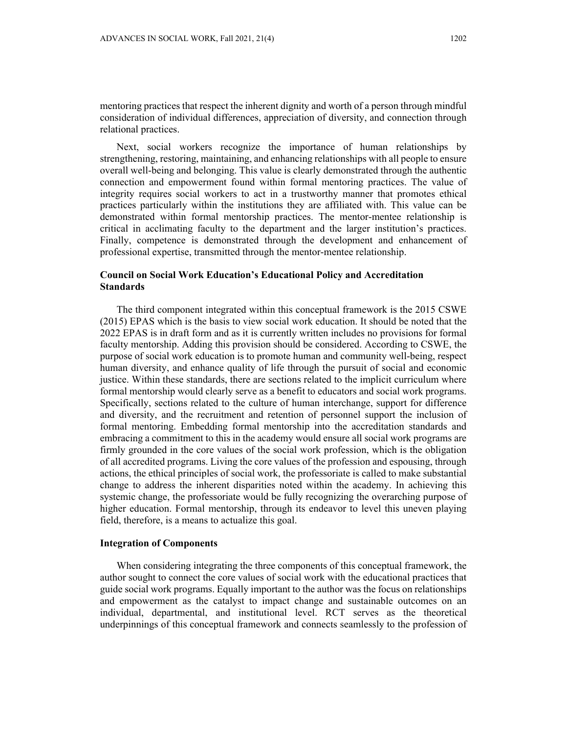mentoring practices that respect the inherent dignity and worth of a person through mindful consideration of individual differences, appreciation of diversity, and connection through relational practices.

Next, social workers recognize the importance of human relationships by strengthening, restoring, maintaining, and enhancing relationships with all people to ensure overall well-being and belonging. This value is clearly demonstrated through the authentic connection and empowerment found within formal mentoring practices. The value of integrity requires social workers to act in a trustworthy manner that promotes ethical practices particularly within the institutions they are affiliated with. This value can be demonstrated within formal mentorship practices. The mentor-mentee relationship is critical in acclimating faculty to the department and the larger institution's practices. Finally, competence is demonstrated through the development and enhancement of professional expertise, transmitted through the mentor-mentee relationship.

### Council on Social Work Education's Educational Policy and Accreditation Standards

The third component integrated within this conceptual framework is the 2015 CSWE (2015) EPAS which is the basis to view social work education. It should be noted that the 2022 EPAS is in draft form and as it is currently written includes no provisions for formal faculty mentorship. Adding this provision should be considered. According to CSWE, the purpose of social work education is to promote human and community well-being, respect human diversity, and enhance quality of life through the pursuit of social and economic justice. Within these standards, there are sections related to the implicit curriculum where formal mentorship would clearly serve as a benefit to educators and social work programs. Specifically, sections related to the culture of human interchange, support for difference and diversity, and the recruitment and retention of personnel support the inclusion of formal mentoring. Embedding formal mentorship into the accreditation standards and embracing a commitment to this in the academy would ensure all social work programs are firmly grounded in the core values of the social work profession, which is the obligation of all accredited programs. Living the core values of the profession and espousing, through actions, the ethical principles of social work, the professoriate is called to make substantial change to address the inherent disparities noted within the academy. In achieving this systemic change, the professoriate would be fully recognizing the overarching purpose of higher education. Formal mentorship, through its endeavor to level this uneven playing field, therefore, is a means to actualize this goal.

### Integration of Components

When considering integrating the three components of this conceptual framework, the author sought to connect the core values of social work with the educational practices that guide social work programs. Equally important to the author was the focus on relationships and empowerment as the catalyst to impact change and sustainable outcomes on an individual, departmental, and institutional level. RCT serves as the theoretical underpinnings of this conceptual framework and connects seamlessly to the profession of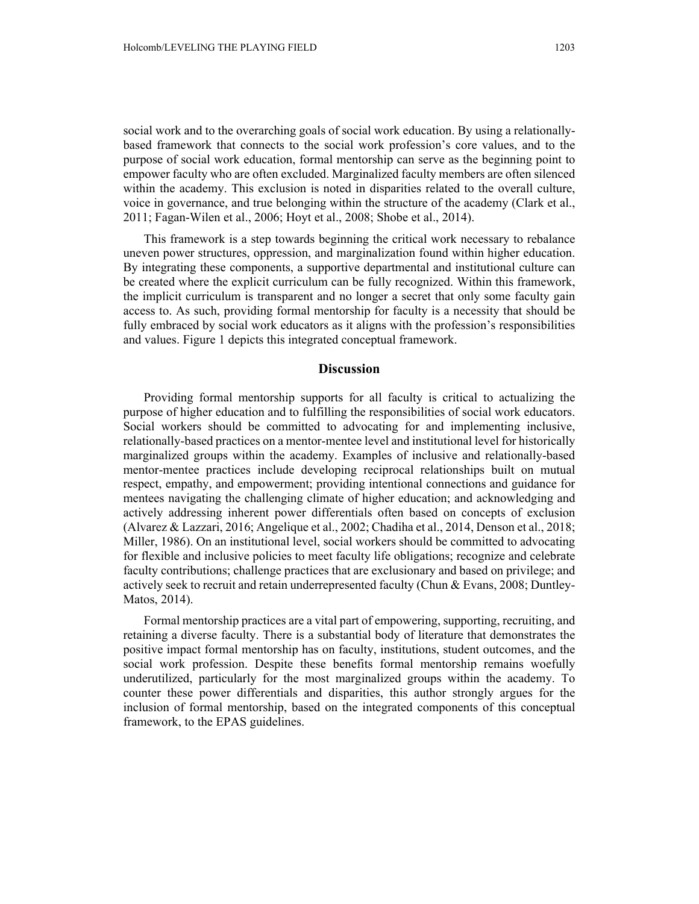social work and to the overarching goals of social work education. By using a relationally-based framework that connects to the social work profession's core values, and to the purpose of social work education, formal mentorship can serve as the beginning point to empower faculty who are often excluded. Marginalized faculty members are often silenced within the academy. This exclusion is noted in disparities related to the overall culture, voice in governance, and true belonging within the structure of the academy (Clark et al., 2011; Fagan-Wilen et al., 2006; Hoyt et al., 2008; Shobe et al., 2014).

This framework is a step towards beginning the critical work necessary to rebalance uneven power structures, oppression, and marginalization found within higher education. By integrating these components, a supportive departmental and institutional culture can be created where the explicit curriculum can be fully recognized. Within this framework, the implicit curriculum is transparent and no longer a secret that only some faculty gain access to. As such, providing formal mentorship for faculty is a necessity that should be fully embraced by social work educators as it aligns with the profession's responsibilities and values. Figure 1 depicts this integrated conceptual framework.

## Discussion

Providing formal mentorship supports for all faculty is critical to actualizing the purpose of higher education and to fulfilling the responsibilities of social work educators. Social workers should be committed to advocating for and implementing inclusive, relationally-based practices on a mentor-mentee level and institutional level for historically marginalized groups within the academy. Examples of inclusive and relationally-based mentor-mentee practices include developing reciprocal relationships built on mutual respect, empathy, and empowerment; providing intentional connections and guidance for mentees navigating the challenging climate of higher education; and acknowledging and actively addressing inherent power differentials often based on concepts of exclusion (Alvarez & Lazzari, 2016; Angelique et al., 2002; Chadiha et al., 2014, Denson et al., 2018; Miller, 1986). On an institutional level, social workers should be committed to advocating for flexible and inclusive policies to meet faculty life obligations; recognize and celebrate faculty contributions; challenge practices that are exclusionary and based on privilege; and actively seek to recruit and retain underrepresented faculty (Chun & Evans, 2008; Duntley-Matos, 2014).

Formal mentorship practices are a vital part of empowering, supporting, recruiting, and retaining a diverse faculty. There is a substantial body of literature that demonstrates the positive impact formal mentorship has on faculty, institutions, student outcomes, and the social work profession. Despite these benefits formal mentorship remains woefully underutilized, particularly for the most marginalized groups within the academy. To counter these power differentials and disparities, this author strongly argues for the inclusion of formal mentorship, based on the integrated components of this conceptual framework, to the EPAS guidelines.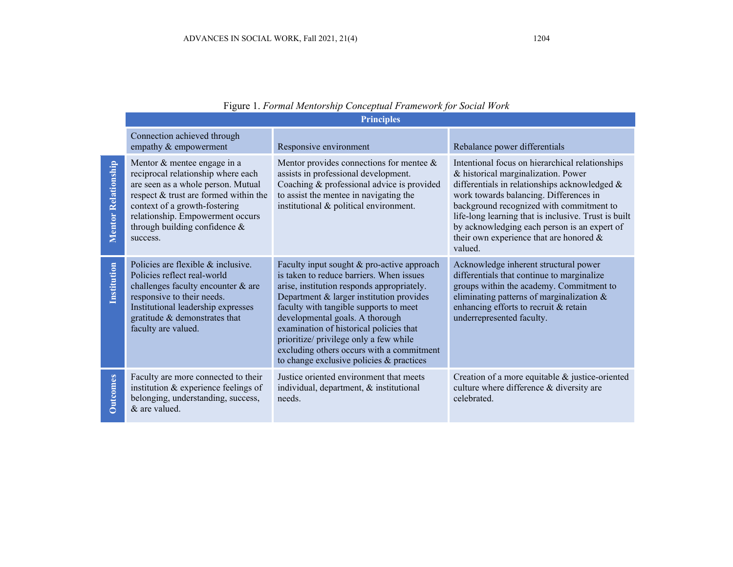Figure 1. *Formal Mentorship Conceptual Framework for Social Work*

| | Principles | | |
|---|---|---|---|
| | Connection achieved through empathy & empowerment | Responsive environment | Rebalance power differentials |
| **Mentor Relationship** | Mentor & mentee engage in a reciprocal relationship where each are seen as a whole person. Mutual respect & trust are formed within the context of a growth-fostering relationship. Empowerment occurs through building confidence & success. | Mentor provides connections for mentee & assists in professional development. Coaching & professional advice is provided to assist the mentee in navigating the institutional & political environment. | Intentional focus on hierarchical relationships & historical marginalization. Power differentials in relationships acknowledged & work towards balancing. Differences in background recognized with commitment to life-long learning that is inclusive. Trust is built by acknowledging each person is an expert of their own experience that are honored & valued. |
| **Institution** | Policies are flexible & inclusive. Policies reflect real-world challenges faculty encounter & are responsive to their needs. Institutional leadership expresses gratitude & demonstrates that faculty are valued. | Faculty input sought & pro-active approach is taken to reduce barriers. When issues arise, institution responds appropriately. Department & larger institution provides faculty with tangible supports to meet developmental goals. A thorough examination of historical policies that prioritize/ privilege only a few while excluding others occurs with a commitment to change exclusive policies & practices | Acknowledge inherent structural power differentials that continue to marginalize groups within the academy. Commitment to eliminating patterns of marginalization & enhancing efforts to recruit & retain underrepresented faculty. |
| **Outcomes** | Faculty are more connected to their institution & experience feelings of belonging, understanding, success, & are valued. | Justice oriented environment that meets individual, department, & institutional needs. | Creation of a more equitable & justice-oriented culture where difference & diversity are celebrated. |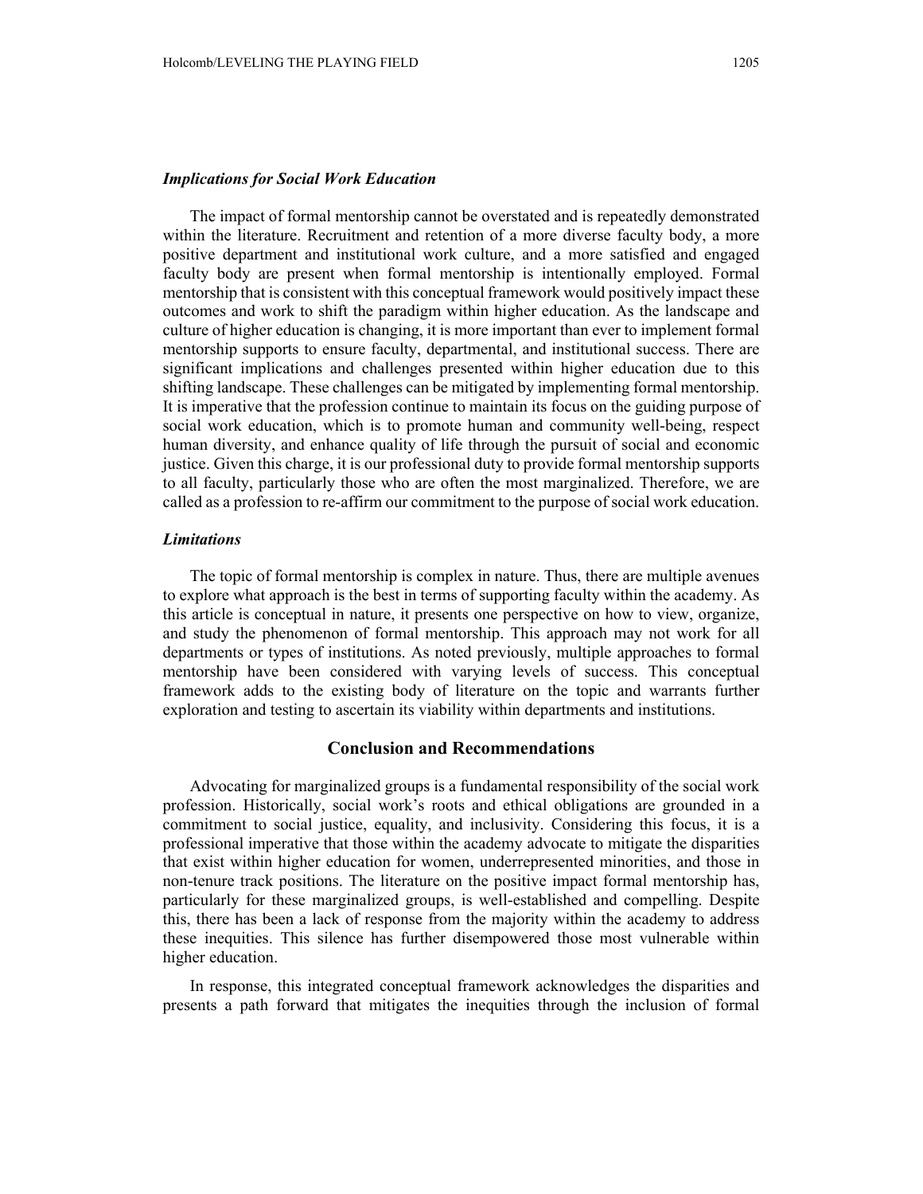### *Implications for Social Work Education*

The impact of formal mentorship cannot be overstated and is repeatedly demonstrated within the literature. Recruitment and retention of a more diverse faculty body, a more positive department and institutional work culture, and a more satisfied and engaged faculty body are present when formal mentorship is intentionally employed. Formal mentorship that is consistent with this conceptual framework would positively impact these outcomes and work to shift the paradigm within higher education. As the landscape and culture of higher education is changing, it is more important than ever to implement formal mentorship supports to ensure faculty, departmental, and institutional success. There are significant implications and challenges presented within higher education due to this shifting landscape. These challenges can be mitigated by implementing formal mentorship. It is imperative that the profession continue to maintain its focus on the guiding purpose of social work education, which is to promote human and community well-being, respect human diversity, and enhance quality of life through the pursuit of social and economic justice. Given this charge, it is our professional duty to provide formal mentorship supports to all faculty, particularly those who are often the most marginalized. Therefore, we are called as a profession to re-affirm our commitment to the purpose of social work education.

### *Limitations*

The topic of formal mentorship is complex in nature. Thus, there are multiple avenues to explore what approach is the best in terms of supporting faculty within the academy. As this article is conceptual in nature, it presents one perspective on how to view, organize, and study the phenomenon of formal mentorship. This approach may not work for all departments or types of institutions. As noted previously, multiple approaches to formal mentorship have been considered with varying levels of success. This conceptual framework adds to the existing body of literature on the topic and warrants further exploration and testing to ascertain its viability within departments and institutions.

## Conclusion and Recommendations

Advocating for marginalized groups is a fundamental responsibility of the social work profession. Historically, social work's roots and ethical obligations are grounded in a commitment to social justice, equality, and inclusivity. Considering this focus, it is a professional imperative that those within the academy advocate to mitigate the disparities that exist within higher education for women, underrepresented minorities, and those in non-tenure track positions. The literature on the positive impact formal mentorship has, particularly for these marginalized groups, is well-established and compelling. Despite this, there has been a lack of response from the majority within the academy to address these inequities. This silence has further disempowered those most vulnerable within higher education.

In response, this integrated conceptual framework acknowledges the disparities and presents a path forward that mitigates the inequities through the inclusion of formal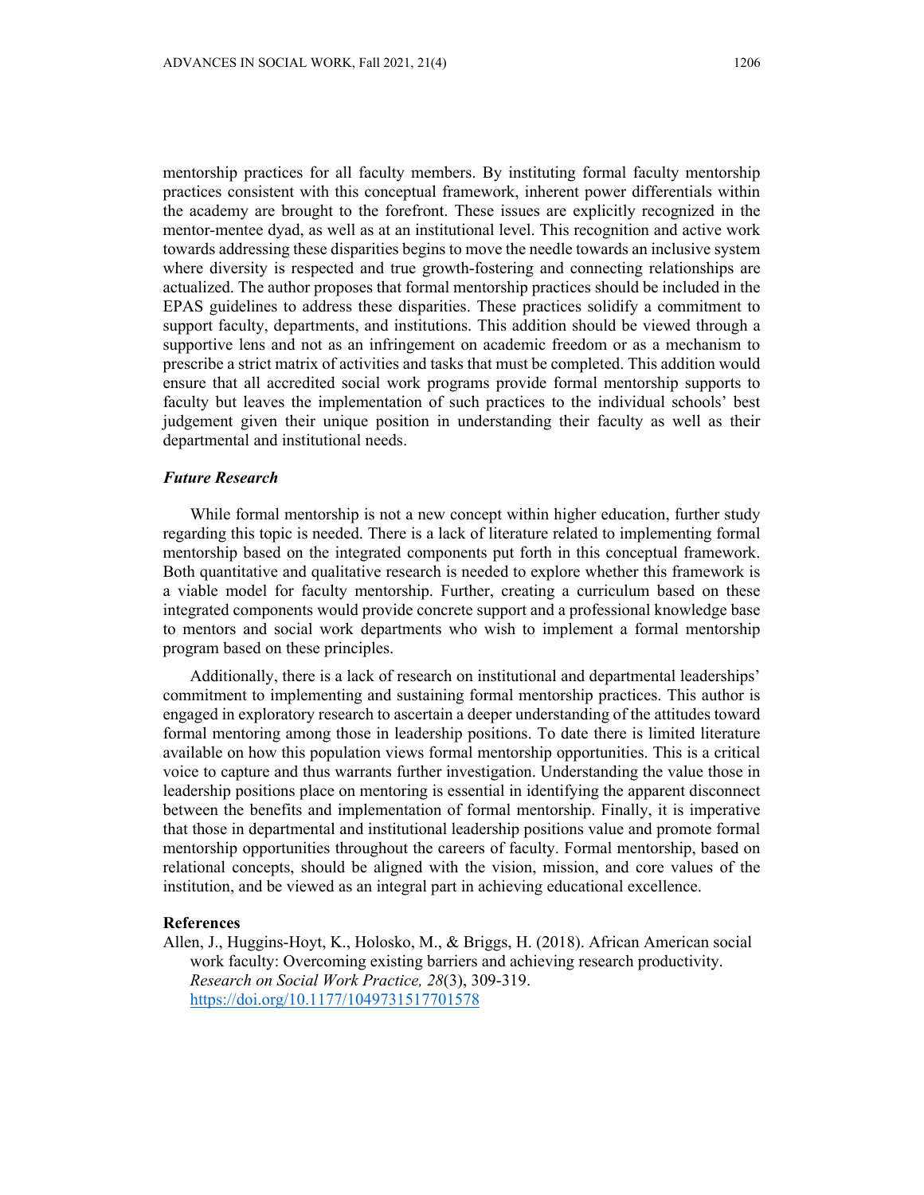mentorship practices for all faculty members. By instituting formal faculty mentorship practices consistent with this conceptual framework, inherent power differentials within the academy are brought to the forefront. These issues are explicitly recognized in the mentor-mentee dyad, as well as at an institutional level. This recognition and active work towards addressing these disparities begins to move the needle towards an inclusive system where diversity is respected and true growth-fostering and connecting relationships are actualized. The author proposes that formal mentorship practices should be included in the EPAS guidelines to address these disparities. These practices solidify a commitment to support faculty, departments, and institutions. This addition should be viewed through a supportive lens and not as an infringement on academic freedom or as a mechanism to prescribe a strict matrix of activities and tasks that must be completed. This addition would ensure that all accredited social work programs provide formal mentorship supports to faculty but leaves the implementation of such practices to the individual schools' best judgement given their unique position in understanding their faculty as well as their departmental and institutional needs.

### *Future Research*

While formal mentorship is not a new concept within higher education, further study regarding this topic is needed. There is a lack of literature related to implementing formal mentorship based on the integrated components put forth in this conceptual framework. Both quantitative and qualitative research is needed to explore whether this framework is a viable model for faculty mentorship. Further, creating a curriculum based on these integrated components would provide concrete support and a professional knowledge base to mentors and social work departments who wish to implement a formal mentorship program based on these principles.

Additionally, there is a lack of research on institutional and departmental leaderships' commitment to implementing and sustaining formal mentorship practices. This author is engaged in exploratory research to ascertain a deeper understanding of the attitudes toward formal mentoring among those in leadership positions. To date there is limited literature available on how this population views formal mentorship opportunities. This is a critical voice to capture and thus warrants further investigation. Understanding the value those in leadership positions place on mentoring is essential in identifying the apparent disconnect between the benefits and implementation of formal mentorship. Finally, it is imperative that those in departmental and institutional leadership positions value and promote formal mentorship opportunities throughout the careers of faculty. Formal mentorship, based on relational concepts, should be aligned with the vision, mission, and core values of the institution, and be viewed as an integral part in achieving educational excellence.

## References

Allen, J., Huggins-Hoyt, K., Holosko, M., & Briggs, H. (2018). African American social work faculty: Overcoming existing barriers and achieving research productivity. *Research on Social Work Practice, 28*(3), 309-319. https://doi.org/10.1177/1049731517701578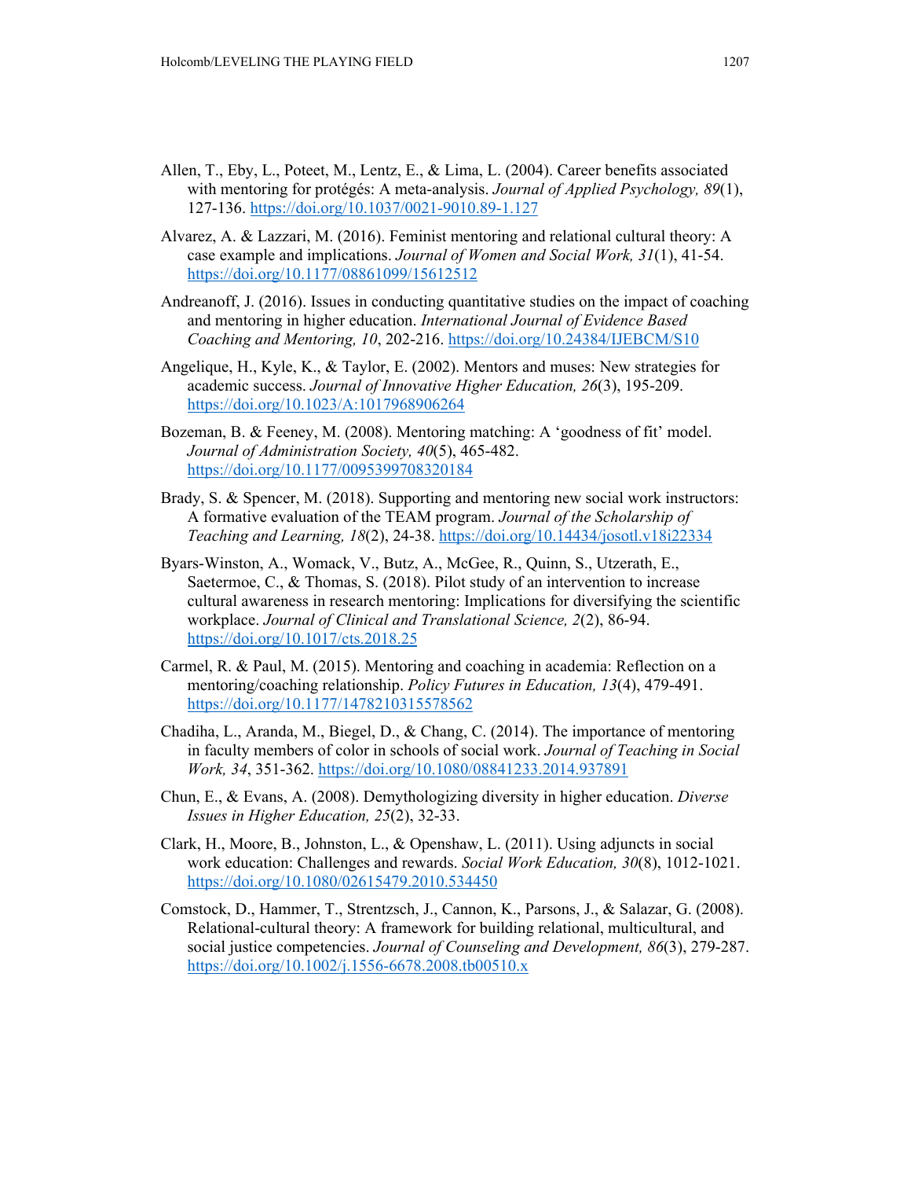Allen, T., Eby, L., Poteet, M., Lentz, E., & Lima, L. (2004). Career benefits associated with mentoring for protégés: A meta-analysis. *Journal of Applied Psychology, 89*(1), 127-136. https://doi.org/10.1037/0021-9010.89-1.127

Alvarez, A. & Lazzari, M. (2016). Feminist mentoring and relational cultural theory: A case example and implications. *Journal of Women and Social Work, 31*(1), 41-54. https://doi.org/10.1177/08861099/15612512

Andreanoff, J. (2016). Issues in conducting quantitative studies on the impact of coaching and mentoring in higher education. *International Journal of Evidence Based Coaching and Mentoring, 10*, 202-216. https://doi.org/10.24384/IJEBCM/S10

Angelique, H., Kyle, K., & Taylor, E. (2002). Mentors and muses: New strategies for academic success. *Journal of Innovative Higher Education, 26*(3), 195-209. https://doi.org/10.1023/A:1017968906264

Bozeman, B. & Feeney, M. (2008). Mentoring matching: A 'goodness of fit' model. *Journal of Administration Society, 40*(5), 465-482. https://doi.org/10.1177/0095399708320184

Brady, S. & Spencer, M. (2018). Supporting and mentoring new social work instructors: A formative evaluation of the TEAM program. *Journal of the Scholarship of Teaching and Learning, 18*(2), 24-38. https://doi.org/10.14434/josotl.v18i22334

Byars-Winston, A., Womack, V., Butz, A., McGee, R., Quinn, S., Utzerath, E., Saetermoe, C., & Thomas, S. (2018). Pilot study of an intervention to increase cultural awareness in research mentoring: Implications for diversifying the scientific workplace. *Journal of Clinical and Translational Science, 2*(2), 86-94. https://doi.org/10.1017/cts.2018.25

Carmel, R. & Paul, M. (2015). Mentoring and coaching in academia: Reflection on a mentoring/coaching relationship. *Policy Futures in Education, 13*(4), 479-491. https://doi.org/10.1177/1478210315578562

Chadiha, L., Aranda, M., Biegel, D., & Chang, C. (2014). The importance of mentoring in faculty members of color in schools of social work. *Journal of Teaching in Social Work, 34*, 351-362. https://doi.org/10.1080/08841233.2014.937891

Chun, E., & Evans, A. (2008). Demythologizing diversity in higher education. *Diverse Issues in Higher Education, 25*(2), 32-33.

Clark, H., Moore, B., Johnston, L., & Openshaw, L. (2011). Using adjuncts in social work education: Challenges and rewards. *Social Work Education, 30*(8), 1012-1021. https://doi.org/10.1080/02615479.2010.534450

Comstock, D., Hammer, T., Strentzsch, J., Cannon, K., Parsons, J., & Salazar, G. (2008). Relational-cultural theory: A framework for building relational, multicultural, and social justice competencies. *Journal of Counseling and Development, 86*(3), 279-287. https://doi.org/10.1002/j.1556-6678.2008.tb00510.x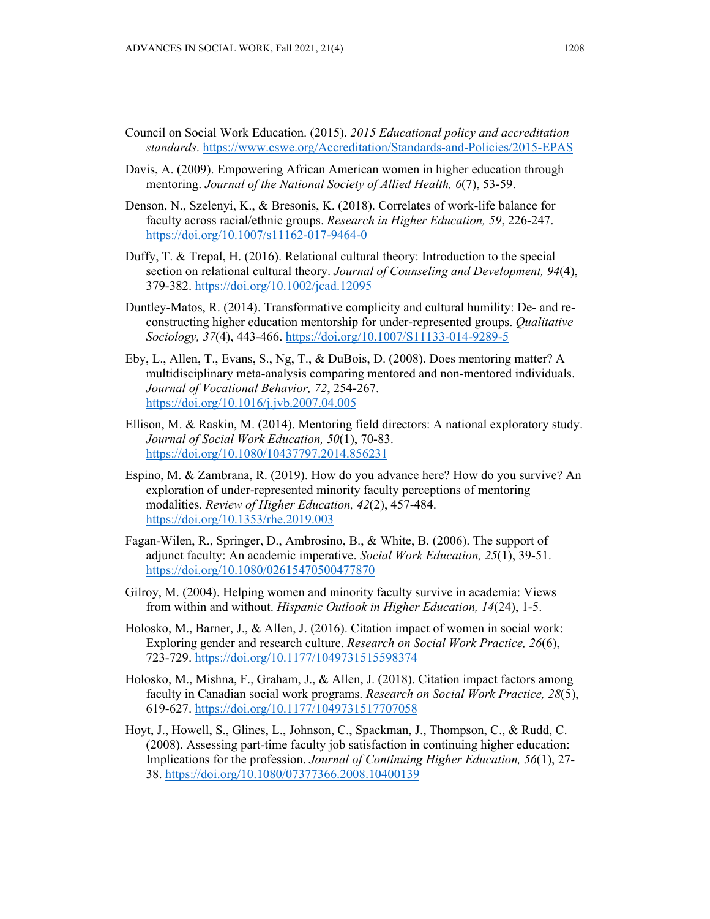Council on Social Work Education. (2015). *2015 Educational policy and accreditation standards*. https://www.cswe.org/Accreditation/Standards-and-Policies/2015-EPAS

Davis, A. (2009). Empowering African American women in higher education through mentoring. *Journal of the National Society of Allied Health, 6*(7), 53-59.

Denson, N., Szelenyi, K., & Bresonis, K. (2018). Correlates of work-life balance for faculty across racial/ethnic groups. *Research in Higher Education, 59*, 226-247. https://doi.org/10.1007/s11162-017-9464-0

Duffy, T. & Trepal, H. (2016). Relational cultural theory: Introduction to the special section on relational cultural theory. *Journal of Counseling and Development, 94*(4), 379-382. https://doi.org/10.1002/jcad.12095

Duntley-Matos, R. (2014). Transformative complicity and cultural humility: De- and re-constructing higher education mentorship for under-represented groups. *Qualitative Sociology, 37*(4), 443-466. https://doi.org/10.1007/S11133-014-9289-5

Eby, L., Allen, T., Evans, S., Ng, T., & DuBois, D. (2008). Does mentoring matter? A multidisciplinary meta-analysis comparing mentored and non-mentored individuals. *Journal of Vocational Behavior, 72*, 254-267. https://doi.org/10.1016/j.jvb.2007.04.005

Ellison, M. & Raskin, M. (2014). Mentoring field directors: A national exploratory study. *Journal of Social Work Education, 50*(1), 70-83. https://doi.org/10.1080/10437797.2014.856231

Espino, M. & Zambrana, R. (2019). How do you advance here? How do you survive? An exploration of under-represented minority faculty perceptions of mentoring modalities. *Review of Higher Education, 42*(2), 457-484. https://doi.org/10.1353/rhe.2019.003

Fagan-Wilen, R., Springer, D., Ambrosino, B., & White, B. (2006). The support of adjunct faculty: An academic imperative. *Social Work Education, 25*(1), 39-51. https://doi.org/10.1080/02615470500477870

Gilroy, M. (2004). Helping women and minority faculty survive in academia: Views from within and without. *Hispanic Outlook in Higher Education, 14*(24), 1-5.

Holosko, M., Barner, J., & Allen, J. (2016). Citation impact of women in social work: Exploring gender and research culture. *Research on Social Work Practice, 26*(6), 723-729. https://doi.org/10.1177/1049731515598374

Holosko, M., Mishna, F., Graham, J., & Allen, J. (2018). Citation impact factors among faculty in Canadian social work programs. *Research on Social Work Practice, 28*(5), 619-627. https://doi.org/10.1177/1049731517707058

Hoyt, J., Howell, S., Glines, L., Johnson, C., Spackman, J., Thompson, C., & Rudd, C. (2008). Assessing part-time faculty job satisfaction in continuing higher education: Implications for the profession. *Journal of Continuing Higher Education, 56*(1), 27-38. https://doi.org/10.1080/07377366.2008.10400139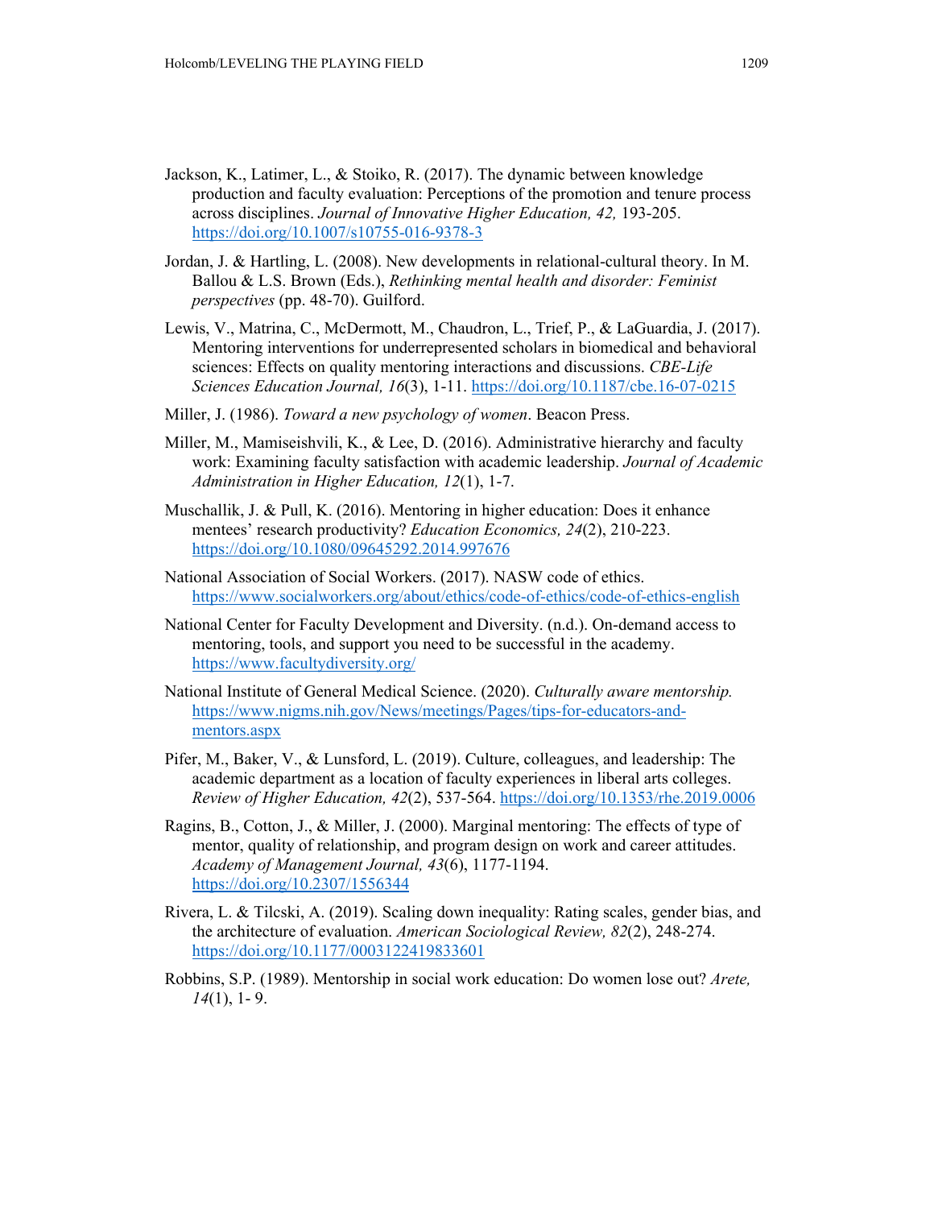Jackson, K., Latimer, L., & Stoiko, R. (2017). The dynamic between knowledge production and faculty evaluation: Perceptions of the promotion and tenure process across disciplines. *Journal of Innovative Higher Education, 42,* 193-205. https://doi.org/10.1007/s10755-016-9378-3

Jordan, J. & Hartling, L. (2008). New developments in relational-cultural theory. In M. Ballou & L.S. Brown (Eds.), *Rethinking mental health and disorder: Feminist perspectives* (pp. 48-70). Guilford.

Lewis, V., Matrina, C., McDermott, M., Chaudron, L., Trief, P., & LaGuardia, J. (2017). Mentoring interventions for underrepresented scholars in biomedical and behavioral sciences: Effects on quality mentoring interactions and discussions. *CBE-Life Sciences Education Journal, 16*(3), 1-11. https://doi.org/10.1187/cbe.16-07-0215

Miller, J. (1986). *Toward a new psychology of women*. Beacon Press.

Miller, M., Mamiseishvili, K., & Lee, D. (2016). Administrative hierarchy and faculty work: Examining faculty satisfaction with academic leadership. *Journal of Academic Administration in Higher Education, 12*(1), 1-7.

Muschallik, J. & Pull, K. (2016). Mentoring in higher education: Does it enhance mentees' research productivity? *Education Economics, 24*(2), 210-223. https://doi.org/10.1080/09645292.2014.997676

National Association of Social Workers. (2017). NASW code of ethics. https://www.socialworkers.org/about/ethics/code-of-ethics/code-of-ethics-english

National Center for Faculty Development and Diversity. (n.d.). On-demand access to mentoring, tools, and support you need to be successful in the academy. https://www.facultydiversity.org/

National Institute of General Medical Science. (2020). *Culturally aware mentorship.* https://www.nigms.nih.gov/News/meetings/Pages/tips-for-educators-and-mentors.aspx

Pifer, M., Baker, V., & Lunsford, L. (2019). Culture, colleagues, and leadership: The academic department as a location of faculty experiences in liberal arts colleges. *Review of Higher Education, 42*(2), 537-564. https://doi.org/10.1353/rhe.2019.0006

Ragins, B., Cotton, J., & Miller, J. (2000). Marginal mentoring: The effects of type of mentor, quality of relationship, and program design on work and career attitudes. *Academy of Management Journal, 43*(6), 1177-1194. https://doi.org/10.2307/1556344

Rivera, L. & Tilcski, A. (2019). Scaling down inequality: Rating scales, gender bias, and the architecture of evaluation. *American Sociological Review, 82*(2), 248-274. https://doi.org/10.1177/0003122419833601

Robbins, S.P. (1989). Mentorship in social work education: Do women lose out? *Arete, 14*(1), 1- 9.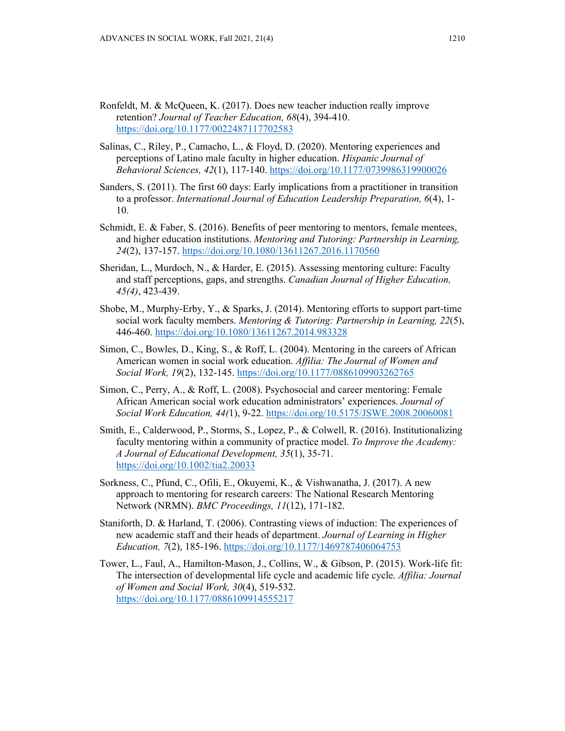Ronfeldt, M. & McQueen, K. (2017). Does new teacher induction really improve retention? *Journal of Teacher Education, 68*(4), 394-410. https://doi.org/10.1177/0022487117702583

Salinas, C., Riley, P., Camacho, L., & Floyd, D. (2020). Mentoring experiences and perceptions of Latino male faculty in higher education. *Hispanic Journal of Behavioral Sciences, 42*(1), 117-140. https://doi.org/10.1177/0739986319900026

Sanders, S. (2011). The first 60 days: Early implications from a practitioner in transition to a professor. *International Journal of Education Leadership Preparation, 6*(4), 1-10.

Schmidt, E. & Faber, S. (2016). Benefits of peer mentoring to mentors, female mentees, and higher education institutions. *Mentoring and Tutoring: Partnership in Learning, 24*(2), 137-157. https://doi.org/10.1080/13611267.2016.1170560

Sheridan, L., Murdoch, N., & Harder, E. (2015). Assessing mentoring culture: Faculty and staff perceptions, gaps, and strengths. *Canadian Journal of Higher Education, 45(4)*, 423-439.

Shobe, M., Murphy-Erby, Y., & Sparks, J. (2014). Mentoring efforts to support part-time social work faculty members. *Mentoring & Tutoring: Partnership in Learning, 22*(5), 446-460. https://doi.org/10.1080/13611267.2014.983328

Simon, C., Bowles, D., King, S., & Roff, L. (2004). Mentoring in the careers of African American women in social work education. *Affilia: The Journal of Women and Social Work, 19*(2), 132-145. https://doi.org/10.1177/0886109903262765

Simon, C., Perry, A., & Roff, L. (2008). Psychosocial and career mentoring: Female African American social work education administrators' experiences. *Journal of Social Work Education, 44(*1), 9-22. https://doi.org/10.5175/JSWE.2008.20060081

Smith, E., Calderwood, P., Storms, S., Lopez, P., & Colwell, R. (2016). Institutionalizing faculty mentoring within a community of practice model. *To Improve the Academy: A Journal of Educational Development, 35*(1), 35-71. https://doi.org/10.1002/tia2.20033

Sorkness, C., Pfund, C., Ofili, E., Okuyemi, K., & Vishwanatha, J. (2017). A new approach to mentoring for research careers: The National Research Mentoring Network (NRMN). *BMC Proceedings, 11*(12), 171-182.

Staniforth, D. & Harland, T. (2006). Contrasting views of induction: The experiences of new academic staff and their heads of department. *Journal of Learning in Higher Education, 7*(2), 185-196. https://doi.org/10.1177/1469787406064753

Tower, L., Faul, A., Hamilton-Mason, J., Collins, W., & Gibson, P. (2015). Work-life fit: The intersection of developmental life cycle and academic life cycle. *Affilia: Journal of Women and Social Work, 30*(4), 519-532. https://doi.org/10.1177/0886109914555217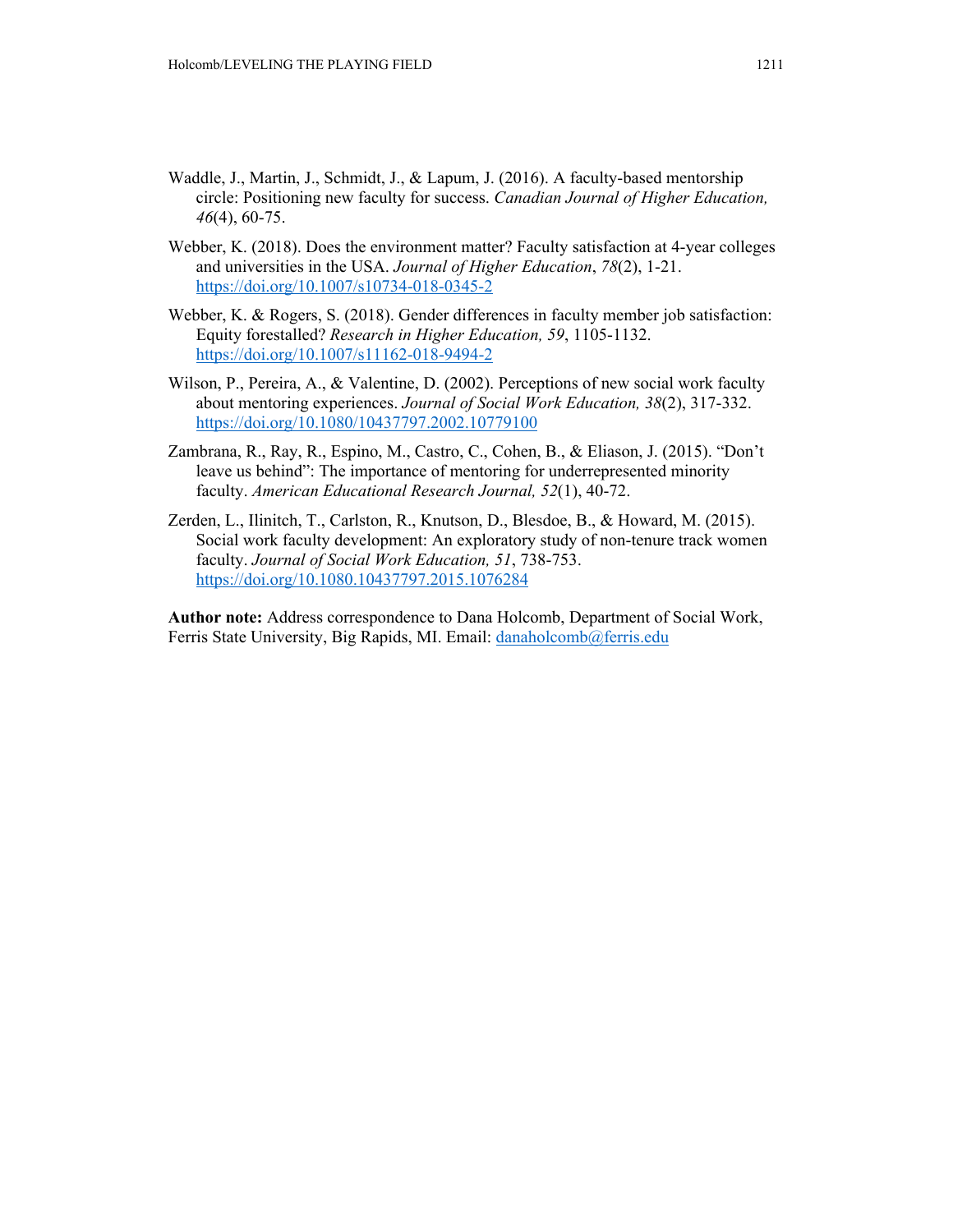Waddle, J., Martin, J., Schmidt, J., & Lapum, J. (2016). A faculty-based mentorship circle: Positioning new faculty for success. *Canadian Journal of Higher Education, 46*(4), 60-75.

Webber, K. (2018). Does the environment matter? Faculty satisfaction at 4-year colleges and universities in the USA. *Journal of Higher Education*, *78*(2), 1-21. https://doi.org/10.1007/s10734-018-0345-2

Webber, K. & Rogers, S. (2018). Gender differences in faculty member job satisfaction: Equity forestalled? *Research in Higher Education, 59*, 1105-1132. https://doi.org/10.1007/s11162-018-9494-2

Wilson, P., Pereira, A., & Valentine, D. (2002). Perceptions of new social work faculty about mentoring experiences. *Journal of Social Work Education, 38*(2), 317-332. https://doi.org/10.1080/10437797.2002.10779100

Zambrana, R., Ray, R., Espino, M., Castro, C., Cohen, B., & Eliason, J. (2015). "Don't leave us behind": The importance of mentoring for underrepresented minority faculty. *American Educational Research Journal, 52*(1), 40-72.

Zerden, L., Ilinitch, T., Carlston, R., Knutson, D., Blesdoe, B., & Howard, M. (2015). Social work faculty development: An exploratory study of non-tenure track women faculty. *Journal of Social Work Education, 51*, 738-753. https://doi.org/10.1080.10437797.2015.1076284

**Author note:** Address correspondence to Dana Holcomb, Department of Social Work, Ferris State University, Big Rapids, MI. Email: danaholcomb@ferris.edu